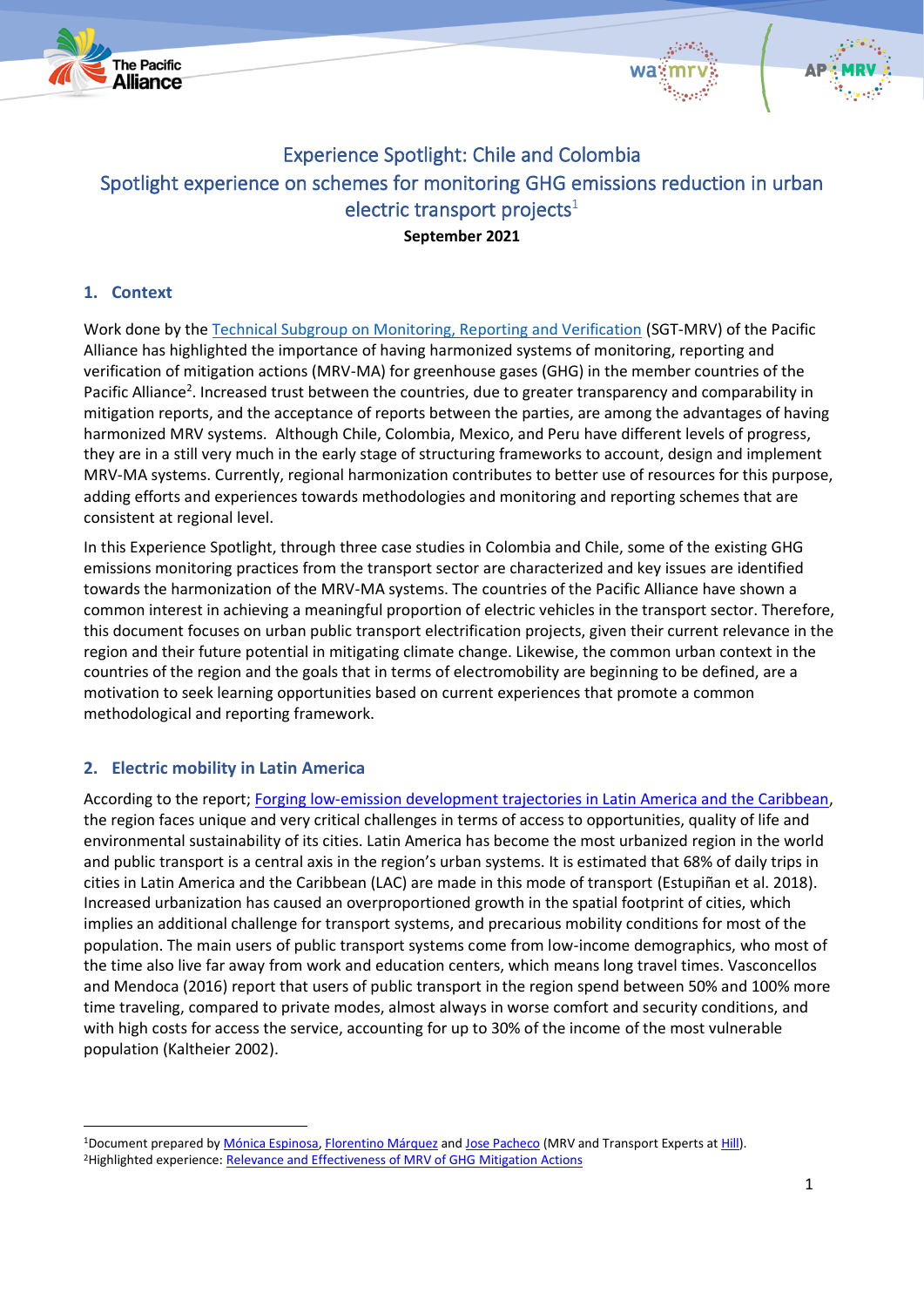# Experience Spotlight: Chile and Colombia

## Spotlight experience on schemes for monitoring GHG emissions reduction in urban electric transport projects[1]

**September 2021**

## 1. Context

Work done by the Technical Subgroup on Monitoring, Reporting and Verification (SGT-MRV) of the Pacific Alliance has highlighted the importance of having harmonized systems of monitoring, reporting and verification of mitigation actions (MRV-MA) for greenhouse gases (GHG) in the member countries of the Pacific Alliance[2]. Increased trust between the countries, due to greater transparency and comparability in mitigation reports, and the acceptance of reports between the parties, are among the advantages of having harmonized MRV systems. Although Chile, Colombia, Mexico, and Peru have different levels of progress, they are in a still very much in the early stage of structuring frameworks to account, design and implement MRV-MA systems. Currently, regional harmonization contributes to better use of resources for this purpose, adding efforts and experiences towards methodologies and monitoring and reporting schemes that are consistent at regional level.

In this Experience Spotlight, through three case studies in Colombia and Chile, some of the existing GHG emissions monitoring practices from the transport sector are characterized and key issues are identified towards the harmonization of the MRV-MA systems. The countries of the Pacific Alliance have shown a common interest in achieving a meaningful proportion of electric vehicles in the transport sector. Therefore, this document focuses on urban public transport electrification projects, given their current relevance in the region and their future potential in mitigating climate change. Likewise, the common urban context in the countries of the region and the goals that in terms of electromobility are beginning to be defined, are a motivation to seek learning opportunities based on current experiences that promote a common methodological and reporting framework.

## 2. Electric mobility in Latin America

According to the report; Forging low-emission development trajectories in Latin America and the Caribbean, the region faces unique and very critical challenges in terms of access to opportunities, quality of life and environmental sustainability of its cities. Latin America has become the most urbanized region in the world and public transport is a central axis in the region's urban systems. It is estimated that 68% of daily trips in cities in Latin America and the Caribbean (LAC) are made in this mode of transport (Estupiñan et al. 2018). Increased urbanization has caused an overproportioned growth in the spatial footprint of cities, which implies an additional challenge for transport systems, and precarious mobility conditions for most of the population. The main users of public transport systems come from low-income demographics, who most of the time also live far away from work and education centers, which means long travel times. Vasconcellos and Mendoca (2016) report that users of public transport in the region spend between 50% and 100% more time traveling, compared to private modes, almost always in worse comfort and security conditions, and with high costs for access the service, accounting for up to 30% of the income of the most vulnerable population (Kaltheier 2002).

---

[1]Document prepared by Mónica Espinosa, Florentino Márquez and Jose Pacheco (MRV and Transport Experts at Hill).

[2]Highlighted experience: Relevance and Effectiveness of MRV of GHG Mitigation Actions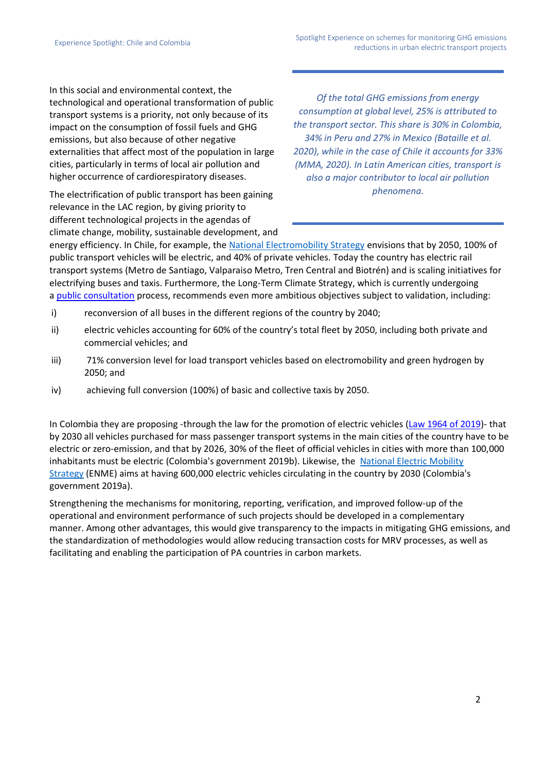In this social and environmental context, the technological and operational transformation of public transport systems is a priority, not only because of its impact on the consumption of fossil fuels and GHG emissions, but also because of other negative externalities that affect most of the population in large cities, particularly in terms of local air pollution and higher occurrence of cardiorespiratory diseases.

> *Of the total GHG emissions from energy consumption at global level, 25% is attributed to the transport sector. This share is 30% in Colombia, 34% in Peru and 27% in Mexico (Bataille et al. 2020), while in the case of Chile it accounts for 33% (MMA, 2020). In Latin American cities, transport is also a major contributor to local air pollution phenomena.*

The electrification of public transport has been gaining relevance in the LAC region, by giving priority to different technological projects in the agendas of climate change, mobility, sustainable development, and energy efficiency. In Chile, for example, the National Electromobility Strategy envisions that by 2050, 100% of public transport vehicles will be electric, and 40% of private vehicles. Today the country has electric rail transport systems (Metro de Santiago, Valparaiso Metro, Tren Central and Biotrén) and is scaling initiatives for electrifying buses and taxis. Furthermore, the Long-Term Climate Strategy, which is currently undergoing a public consultation process, recommends even more ambitious objectives subject to validation, including:

i) reconversion of all buses in the different regions of the country by 2040;

ii) electric vehicles accounting for 60% of the country's total fleet by 2050, including both private and commercial vehicles; and

iii) 71% conversion level for load transport vehicles based on electromobility and green hydrogen by 2050; and

iv) achieving full conversion (100%) of basic and collective taxis by 2050.

In Colombia they are proposing -through the law for the promotion of electric vehicles (Law 1964 of 2019)- that by 2030 all vehicles purchased for mass passenger transport systems in the main cities of the country have to be electric or zero-emission, and that by 2026, 30% of the fleet of official vehicles in cities with more than 100,000 inhabitants must be electric (Colombia's government 2019b). Likewise, the National Electric Mobility Strategy (ENME) aims at having 600,000 electric vehicles circulating in the country by 2030 (Colombia's government 2019a).

Strengthening the mechanisms for monitoring, reporting, verification, and improved follow-up of the operational and environment performance of such projects should be developed in a complementary manner. Among other advantages, this would give transparency to the impacts in mitigating GHG emissions, and the standardization of methodologies would allow reducing transaction costs for MRV processes, as well as facilitating and enabling the participation of PA countries in carbon markets.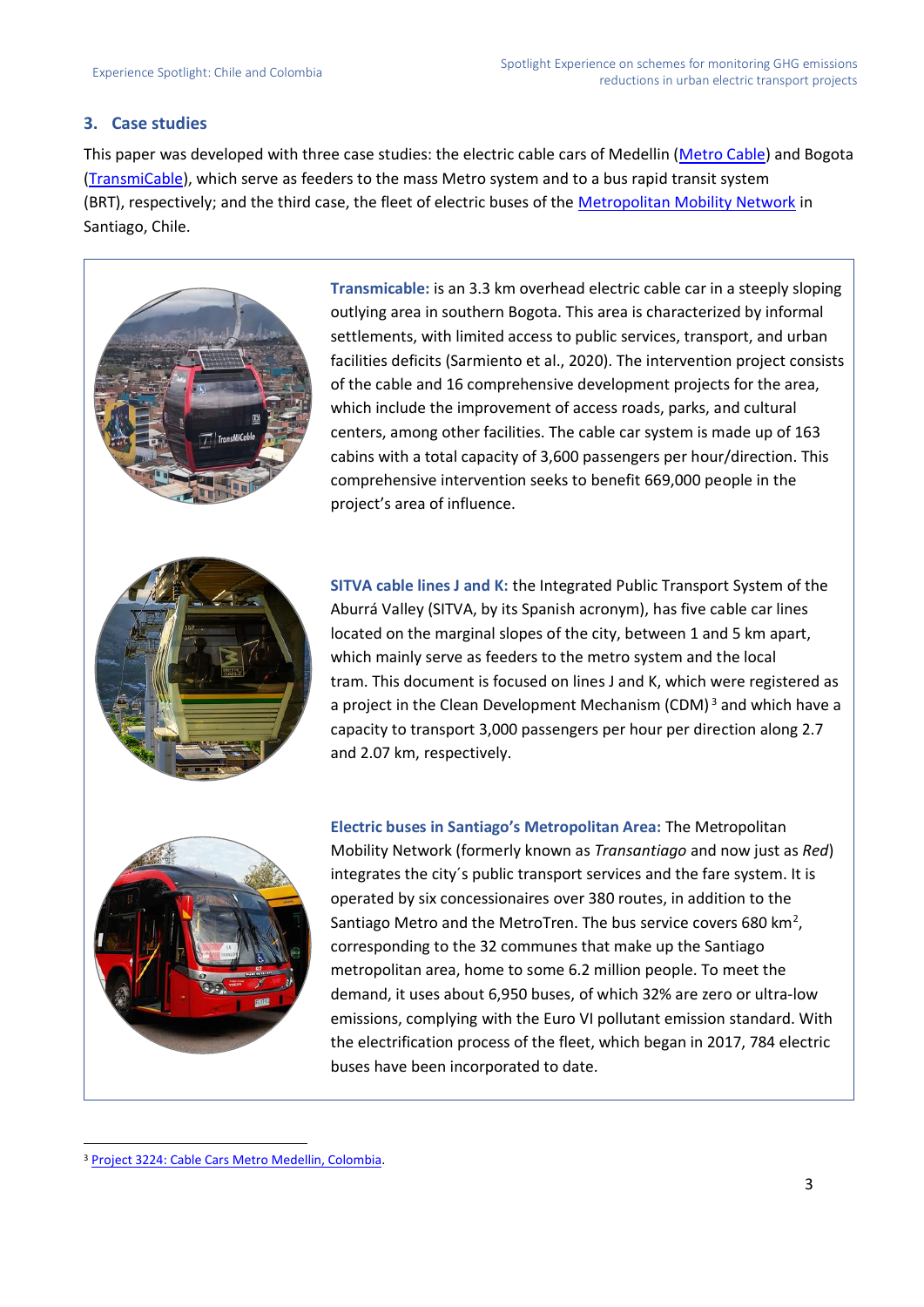## 3. Case studies

This paper was developed with three case studies: the electric cable cars of Medellin (Metro Cable) and Bogota (TransmiCable), which serve as feeders to the mass Metro system and to a bus rapid transit system (BRT), respectively; and the third case, the fleet of electric buses of the Metropolitan Mobility Network in Santiago, Chile.

**Transmicable:** is an 3.3 km overhead electric cable car in a steeply sloping outlying area in southern Bogota. This area is characterized by informal settlements, with limited access to public services, transport, and urban facilities deficits (Sarmiento et al., 2020). The intervention project consists of the cable and 16 comprehensive development projects for the area, which include the improvement of access roads, parks, and cultural centers, among other facilities. The cable car system is made up of 163 cabins with a total capacity of 3,600 passengers per hour/direction. This comprehensive intervention seeks to benefit 669,000 people in the project's area of influence.

**SITVA cable lines J and K:** the Integrated Public Transport System of the Aburrá Valley (SITVA, by its Spanish acronym), has five cable car lines located on the marginal slopes of the city, between 1 and 5 km apart, which mainly serve as feeders to the metro system and the local tram. This document is focused on lines J and K, which were registered as a project in the Clean Development Mechanism (CDM) [3] and which have a capacity to transport 3,000 passengers per hour per direction along 2.7 and 2.07 km, respectively.

**Electric buses in Santiago's Metropolitan Area:** The Metropolitan Mobility Network (formerly known as *Transantiago* and now just as *Red*) integrates the city´s public transport services and the fare system. It is operated by six concessionaires over 380 routes, in addition to the Santiago Metro and the MetroTren. The bus service covers 680 $km^2$, corresponding to the 32 communes that make up the Santiago metropolitan area, home to some 6.2 million people. To meet the demand, it uses about 6,950 buses, of which 32% are zero or ultra-low emissions, complying with the Euro VI pollutant emission standard. With the electrification process of the fleet, which began in 2017, 784 electric buses have been incorporated to date.

---

[3] Project 3224: Cable Cars Metro Medellin, Colombia.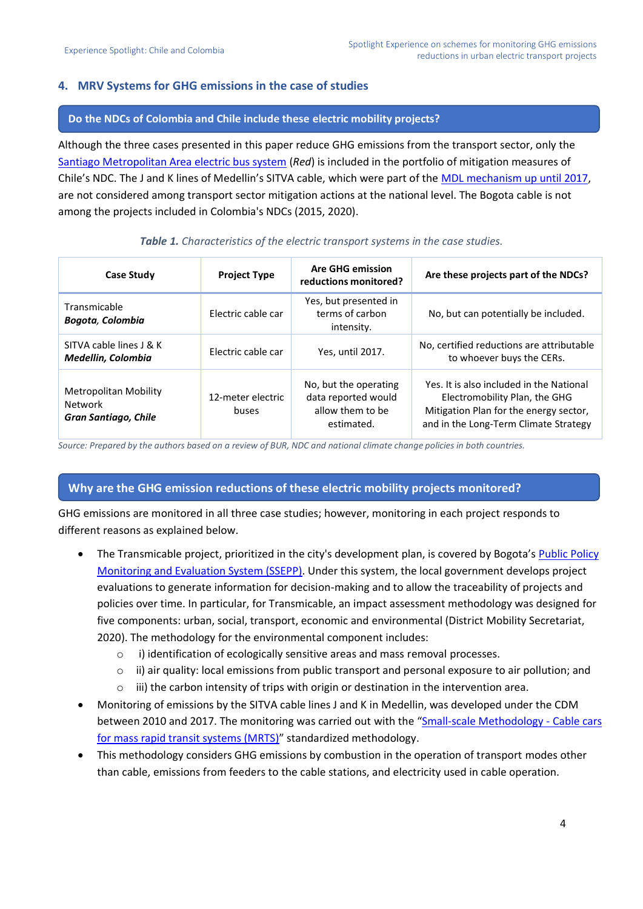## 4. MRV Systems for GHG emissions in the case of studies

### Do the NDCs of Colombia and Chile include these electric mobility projects?

Although the three cases presented in this paper reduce GHG emissions from the transport sector, only the Santiago Metropolitan Area electric bus system (*Red*) is included in the portfolio of mitigation measures of Chile's NDC. The J and K lines of Medellin's SITVA cable, which were part of the MDL mechanism up until 2017, are not considered among transport sector mitigation actions at the national level. The Bogota cable is not among the projects included in Colombia's NDCs (2015, 2020).

***Table 1.*** *Characteristics of the electric transport systems in the case studies.*

| Case Study | Project Type | Are GHG emission reductions monitored? | Are these projects part of the NDCs? |
| --- | --- | --- | --- |
| Transmicable ***Bogota, Colombia*** | Electric cable car | Yes, but presented in terms of carbon intensity. | No, but can potentially be included. |
| SITVA cable lines J & K ***Medellin, Colombia*** | Electric cable car | Yes, until 2017. | No, certified reductions are attributable to whoever buys the CERs. |
| Metropolitan Mobility Network ***Gran Santiago, Chile*** | 12-meter electric buses | No, but the operating data reported would allow them to be estimated. | Yes. It is also included in the National Electromobility Plan, the GHG Mitigation Plan for the energy sector, and in the Long-Term Climate Strategy |

*Source: Prepared by the authors based on a review of BUR, NDC and national climate change policies in both countries.*

### Why are the GHG emission reductions of these electric mobility projects monitored?

GHG emissions are monitored in all three case studies; however, monitoring in each project responds to different reasons as explained below.

- The Transmicable project, prioritized in the city's development plan, is covered by Bogota's Public Policy Monitoring and Evaluation System (SSEPP). Under this system, the local government develops project evaluations to generate information for decision-making and to allow the traceability of projects and policies over time. In particular, for Transmicable, an impact assessment methodology was designed for five components: urban, social, transport, economic and environmental (District Mobility Secretariat, 2020). The methodology for the environmental component includes:
  - i) identification of ecologically sensitive areas and mass removal processes.
  - ii) air quality: local emissions from public transport and personal exposure to air pollution; and
  - iii) the carbon intensity of trips with origin or destination in the intervention area.
- Monitoring of emissions by the SITVA cable lines J and K in Medellin, was developed under the CDM between 2010 and 2017. The monitoring was carried out with the "Small-scale Methodology - Cable cars for mass rapid transit systems (MRTS)" standardized methodology.
- This methodology considers GHG emissions by combustion in the operation of transport modes other than cable, emissions from feeders to the cable stations, and electricity used in cable operation.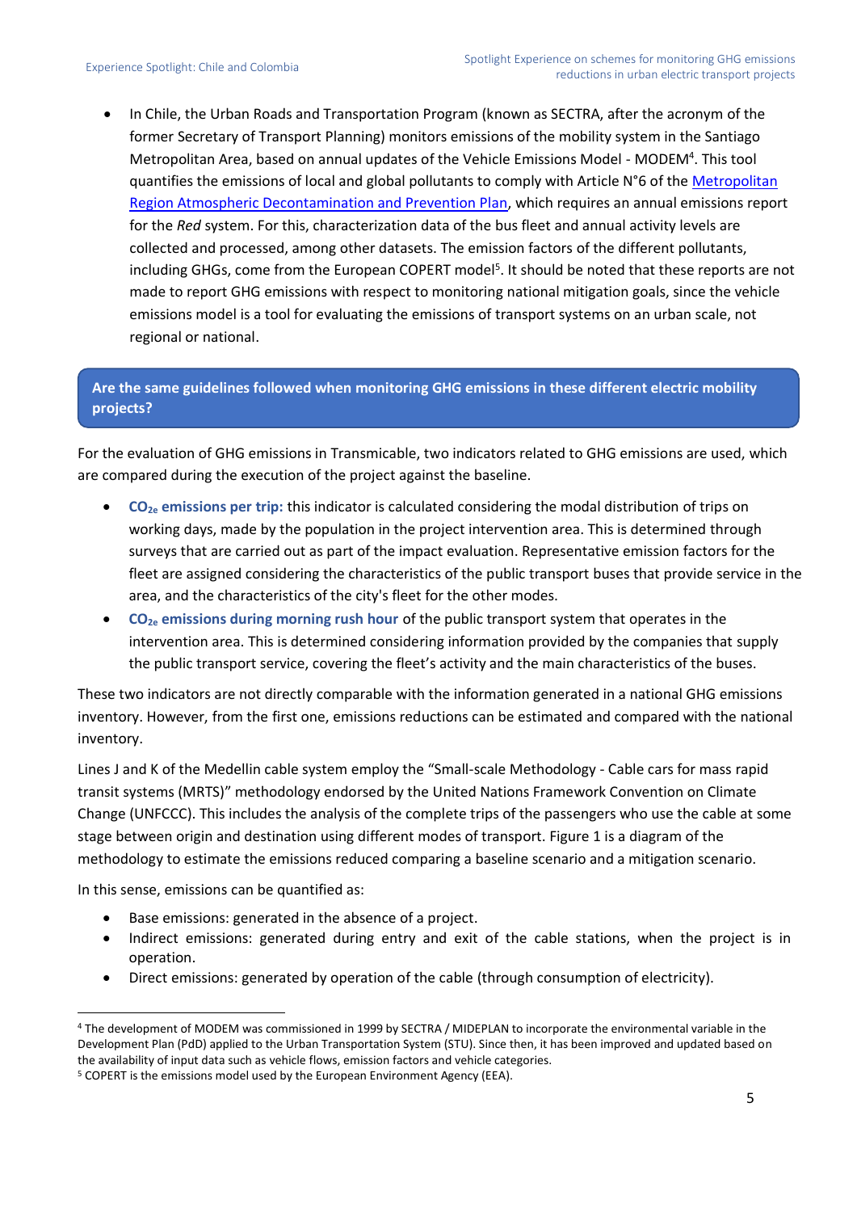- In Chile, the Urban Roads and Transportation Program (known as SECTRA, after the acronym of the former Secretary of Transport Planning) monitors emissions of the mobility system in the Santiago Metropolitan Area, based on annual updates of the Vehicle Emissions Model - MODEM[4]. This tool quantifies the emissions of local and global pollutants to comply with Article N°6 of the [Metropolitan Region Atmospheric Decontamination and Prevention Plan](), which requires an annual emissions report for the *Red* system. For this, characterization data of the bus fleet and annual activity levels are collected and processed, among other datasets. The emission factors of the different pollutants, including GHGs, come from the European COPERT model[5]. It should be noted that these reports are not made to report GHG emissions with respect to monitoring national mitigation goals, since the vehicle emissions model is a tool for evaluating the emissions of transport systems on an urban scale, not regional or national.

### Are the same guidelines followed when monitoring GHG emissions in these different electric mobility projects?

For the evaluation of GHG emissions in Transmicable, two indicators related to GHG emissions are used, which are compared during the execution of the project against the baseline.

- **$CO_{2e}$ emissions per trip:** this indicator is calculated considering the modal distribution of trips on working days, made by the population in the project intervention area. This is determined through surveys that are carried out as part of the impact evaluation. Representative emission factors for the fleet are assigned considering the characteristics of the public transport buses that provide service in the area, and the characteristics of the city's fleet for the other modes.
- **$CO_{2e}$ emissions during morning rush hour** of the public transport system that operates in the intervention area. This is determined considering information provided by the companies that supply the public transport service, covering the fleet's activity and the main characteristics of the buses.

These two indicators are not directly comparable with the information generated in a national GHG emissions inventory. However, from the first one, emissions reductions can be estimated and compared with the national inventory.

Lines J and K of the Medellin cable system employ the "Small-scale Methodology - Cable cars for mass rapid transit systems (MRTS)" methodology endorsed by the United Nations Framework Convention on Climate Change (UNFCCC). This includes the analysis of the complete trips of the passengers who use the cable at some stage between origin and destination using different modes of transport. Figure 1 is a diagram of the methodology to estimate the emissions reduced comparing a baseline scenario and a mitigation scenario.

In this sense, emissions can be quantified as:

- Base emissions: generated in the absence of a project.
- Indirect emissions: generated during entry and exit of the cable stations, when the project is in operation.
- Direct emissions: generated by operation of the cable (through consumption of electricity).

---

[4] The development of MODEM was commissioned in 1999 by SECTRA / MIDEPLAN to incorporate the environmental variable in the Development Plan (PdD) applied to the Urban Transportation System (STU). Since then, it has been improved and updated based on the availability of input data such as vehicle flows, emission factors and vehicle categories.

[5] COPERT is the emissions model used by the European Environment Agency (EEA).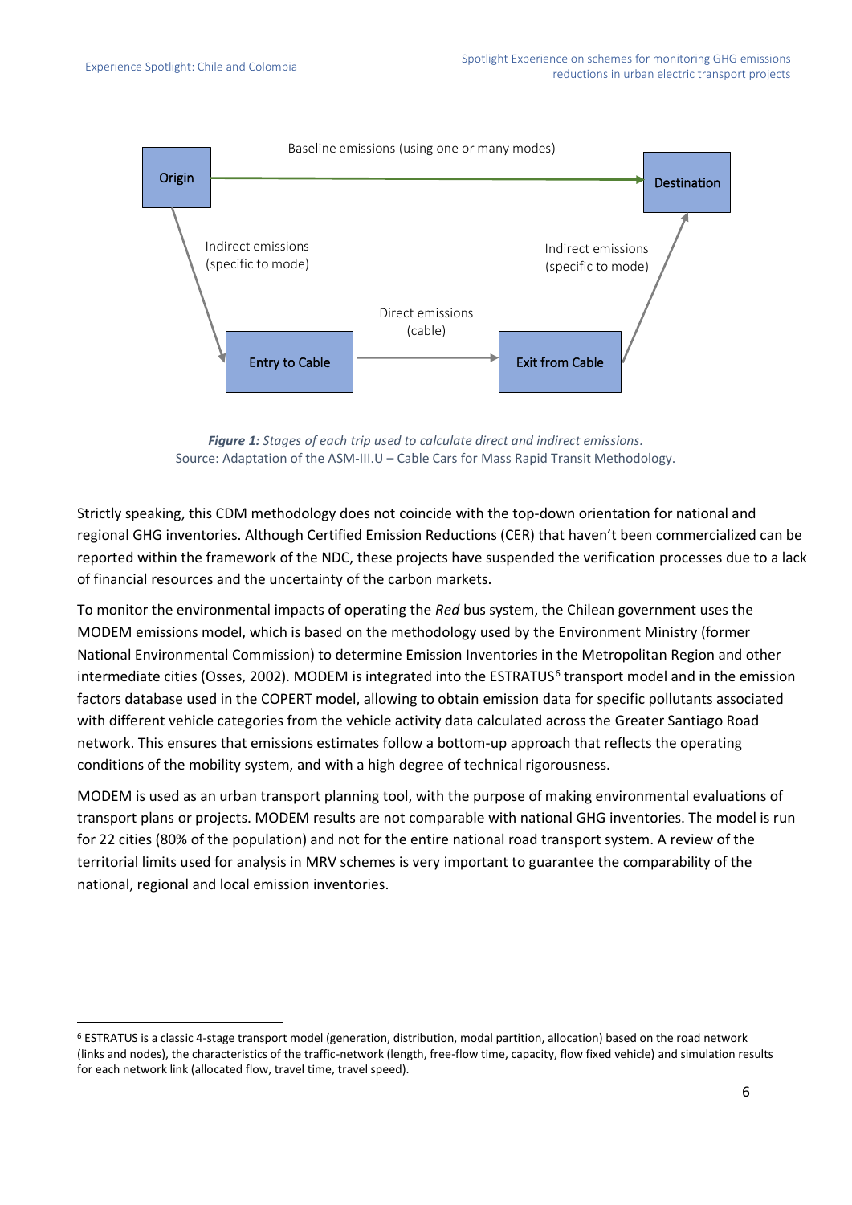Baseline emissions (using one or many modes)

Origin → Destination

Indirect emissions (specific to mode)

Entry to Cable → Exit from Cable

Direct emissions (cable)

Indirect emissions (specific to mode)

***Figure 1:*** *Stages of each trip used to calculate direct and indirect emissions.*
Source: Adaptation of the ASM-III.U – Cable Cars for Mass Rapid Transit Methodology.

Strictly speaking, this CDM methodology does not coincide with the top-down orientation for national and regional GHG inventories. Although Certified Emission Reductions (CER) that haven't been commercialized can be reported within the framework of the NDC, these projects have suspended the verification processes due to a lack of financial resources and the uncertainty of the carbon markets.

To monitor the environmental impacts of operating the *Red* bus system, the Chilean government uses the MODEM emissions model, which is based on the methodology used by the Environment Ministry (former National Environmental Commission) to determine Emission Inventories in the Metropolitan Region and other intermediate cities (Osses, 2002). MODEM is integrated into the ESTRATUS[6] transport model and in the emission factors database used in the COPERT model, allowing to obtain emission data for specific pollutants associated with different vehicle categories from the vehicle activity data calculated across the Greater Santiago Road network. This ensures that emissions estimates follow a bottom-up approach that reflects the operating conditions of the mobility system, and with a high degree of technical rigorousness.

MODEM is used as an urban transport planning tool, with the purpose of making environmental evaluations of transport plans or projects. MODEM results are not comparable with national GHG inventories. The model is run for 22 cities (80% of the population) and not for the entire national road transport system. A review of the territorial limits used for analysis in MRV schemes is very important to guarantee the comparability of the national, regional and local emission inventories.

[6] ESTRATUS is a classic 4-stage transport model (generation, distribution, modal partition, allocation) based on the road network (links and nodes), the characteristics of the traffic-network (length, free-flow time, capacity, flow fixed vehicle) and simulation results for each network link (allocated flow, travel time, travel speed).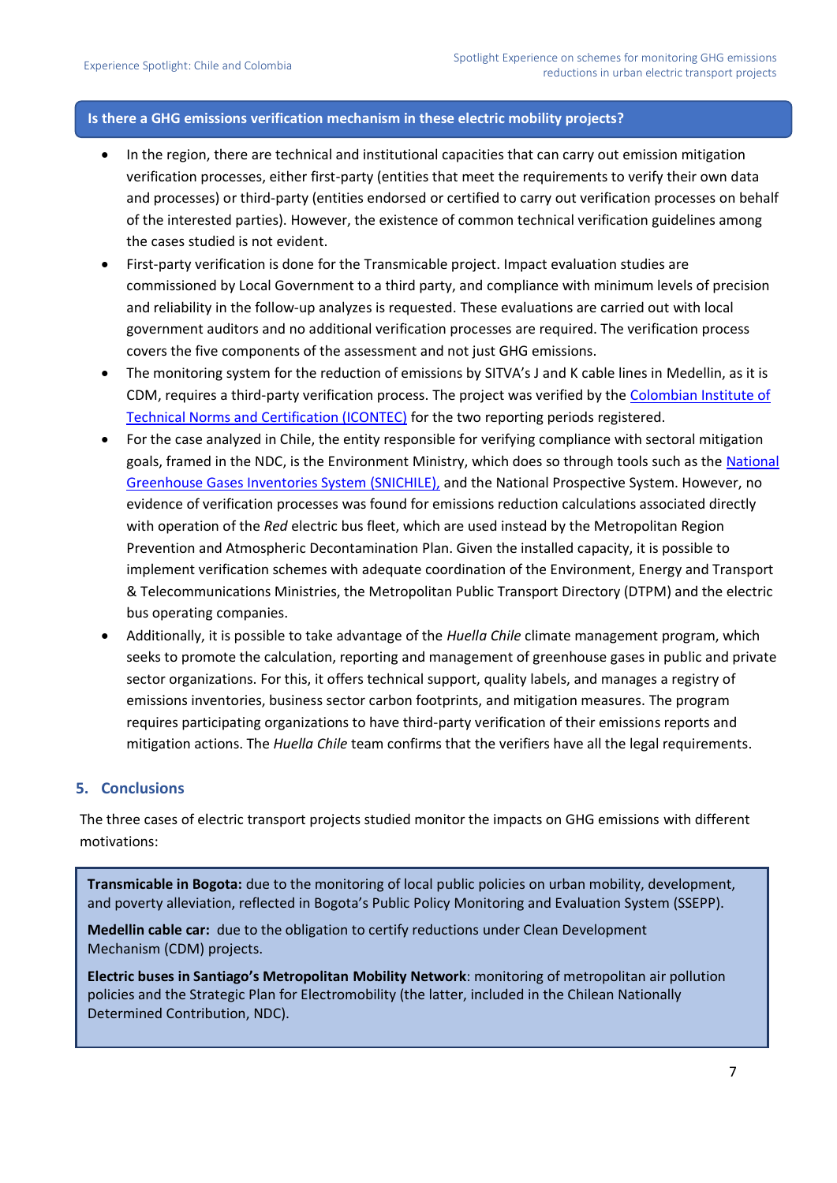**Is there a GHG emissions verification mechanism in these electric mobility projects?**

- In the region, there are technical and institutional capacities that can carry out emission mitigation verification processes, either first-party (entities that meet the requirements to verify their own data and processes) or third-party (entities endorsed or certified to carry out verification processes on behalf of the interested parties). However, the existence of common technical verification guidelines among the cases studied is not evident.
- First-party verification is done for the Transmicable project. Impact evaluation studies are commissioned by Local Government to a third party, and compliance with minimum levels of precision and reliability in the follow-up analyzes is requested. These evaluations are carried out with local government auditors and no additional verification processes are required. The verification process covers the five components of the assessment and not just GHG emissions.
- The monitoring system for the reduction of emissions by SITVA's J and K cable lines in Medellin, as it is CDM, requires a third-party verification process. The project was verified by the Colombian Institute of Technical Norms and Certification (ICONTEC) for the two reporting periods registered.
- For the case analyzed in Chile, the entity responsible for verifying compliance with sectoral mitigation goals, framed in the NDC, is the Environment Ministry, which does so through tools such as the National Greenhouse Gases Inventories System (SNICHILE), and the National Prospective System. However, no evidence of verification processes was found for emissions reduction calculations associated directly with operation of the *Red* electric bus fleet, which are used instead by the Metropolitan Region Prevention and Atmospheric Decontamination Plan. Given the installed capacity, it is possible to implement verification schemes with adequate coordination of the Environment, Energy and Transport & Telecommunications Ministries, the Metropolitan Public Transport Directory (DTPM) and the electric bus operating companies.
- Additionally, it is possible to take advantage of the *Huella Chile* climate management program, which seeks to promote the calculation, reporting and management of greenhouse gases in public and private sector organizations. For this, it offers technical support, quality labels, and manages a registry of emissions inventories, business sector carbon footprints, and mitigation measures. The program requires participating organizations to have third-party verification of their emissions reports and mitigation actions. The *Huella Chile* team confirms that the verifiers have all the legal requirements.

## 5. Conclusions

The three cases of electric transport projects studied monitor the impacts on GHG emissions with different motivations:

**Transmicable in Bogota:** due to the monitoring of local public policies on urban mobility, development, and poverty alleviation, reflected in Bogota's Public Policy Monitoring and Evaluation System (SSEPP).

**Medellin cable car:** due to the obligation to certify reductions under Clean Development Mechanism (CDM) projects.

**Electric buses in Santiago's Metropolitan Mobility Network**: monitoring of metropolitan air pollution policies and the Strategic Plan for Electromobility (the latter, included in the Chilean Nationally Determined Contribution, NDC).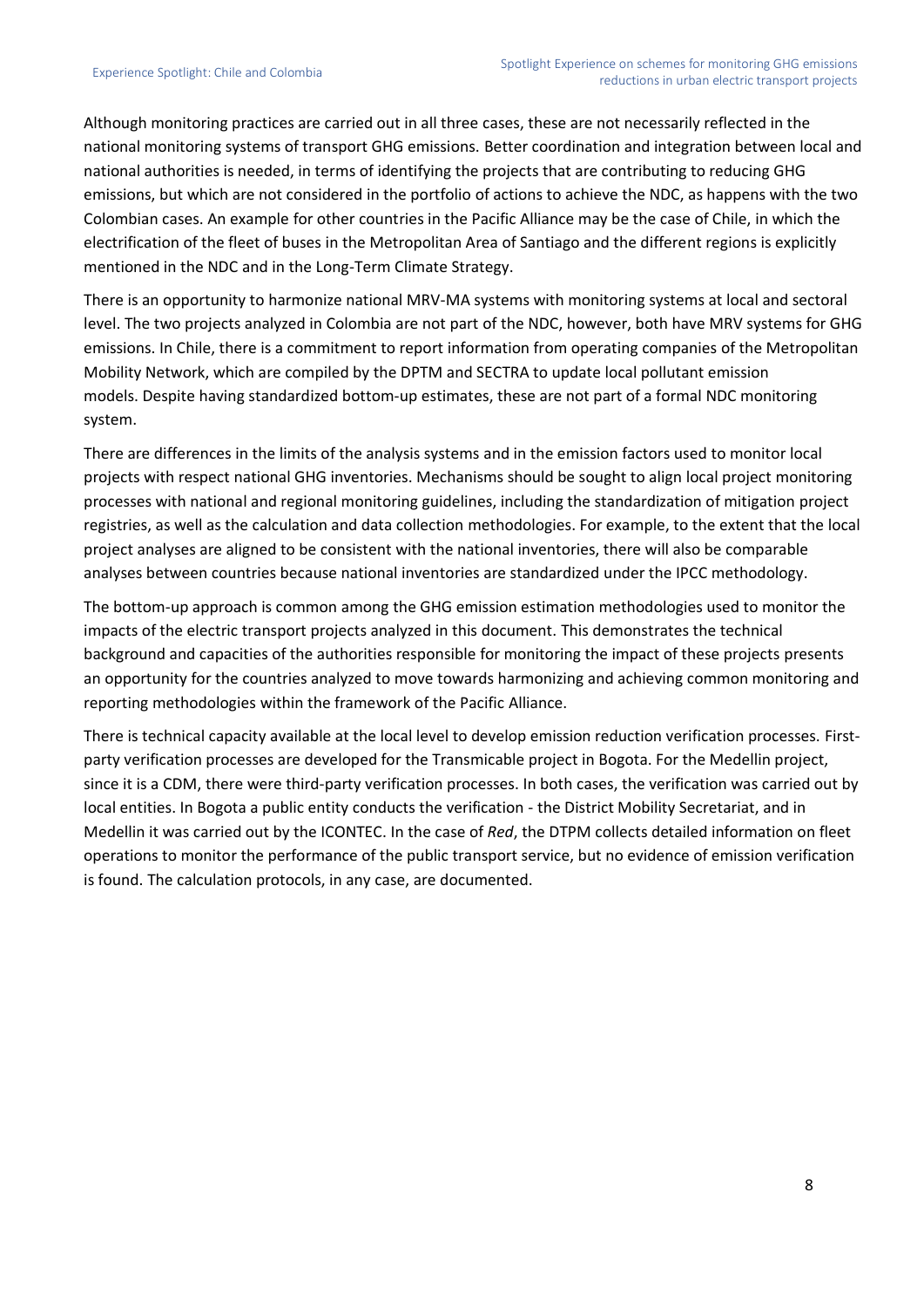Although monitoring practices are carried out in all three cases, these are not necessarily reflected in the national monitoring systems of transport GHG emissions. Better coordination and integration between local and national authorities is needed, in terms of identifying the projects that are contributing to reducing GHG emissions, but which are not considered in the portfolio of actions to achieve the NDC, as happens with the two Colombian cases. An example for other countries in the Pacific Alliance may be the case of Chile, in which the electrification of the fleet of buses in the Metropolitan Area of Santiago and the different regions is explicitly mentioned in the NDC and in the Long-Term Climate Strategy.

There is an opportunity to harmonize national MRV-MA systems with monitoring systems at local and sectoral level. The two projects analyzed in Colombia are not part of the NDC, however, both have MRV systems for GHG emissions. In Chile, there is a commitment to report information from operating companies of the Metropolitan Mobility Network, which are compiled by the DPTM and SECTRA to update local pollutant emission models. Despite having standardized bottom-up estimates, these are not part of a formal NDC monitoring system.

There are differences in the limits of the analysis systems and in the emission factors used to monitor local projects with respect national GHG inventories. Mechanisms should be sought to align local project monitoring processes with national and regional monitoring guidelines, including the standardization of mitigation project registries, as well as the calculation and data collection methodologies. For example, to the extent that the local project analyses are aligned to be consistent with the national inventories, there will also be comparable analyses between countries because national inventories are standardized under the IPCC methodology.

The bottom-up approach is common among the GHG emission estimation methodologies used to monitor the impacts of the electric transport projects analyzed in this document. This demonstrates the technical background and capacities of the authorities responsible for monitoring the impact of these projects presents an opportunity for the countries analyzed to move towards harmonizing and achieving common monitoring and reporting methodologies within the framework of the Pacific Alliance.

There is technical capacity available at the local level to develop emission reduction verification processes. First-party verification processes are developed for the Transmicable project in Bogota. For the Medellin project, since it is a CDM, there were third-party verification processes. In both cases, the verification was carried out by local entities. In Bogota a public entity conducts the verification - the District Mobility Secretariat, and in Medellin it was carried out by the ICONTEC. In the case of *Red*, the DTPM collects detailed information on fleet operations to monitor the performance of the public transport service, but no evidence of emission verification is found. The calculation protocols, in any case, are documented.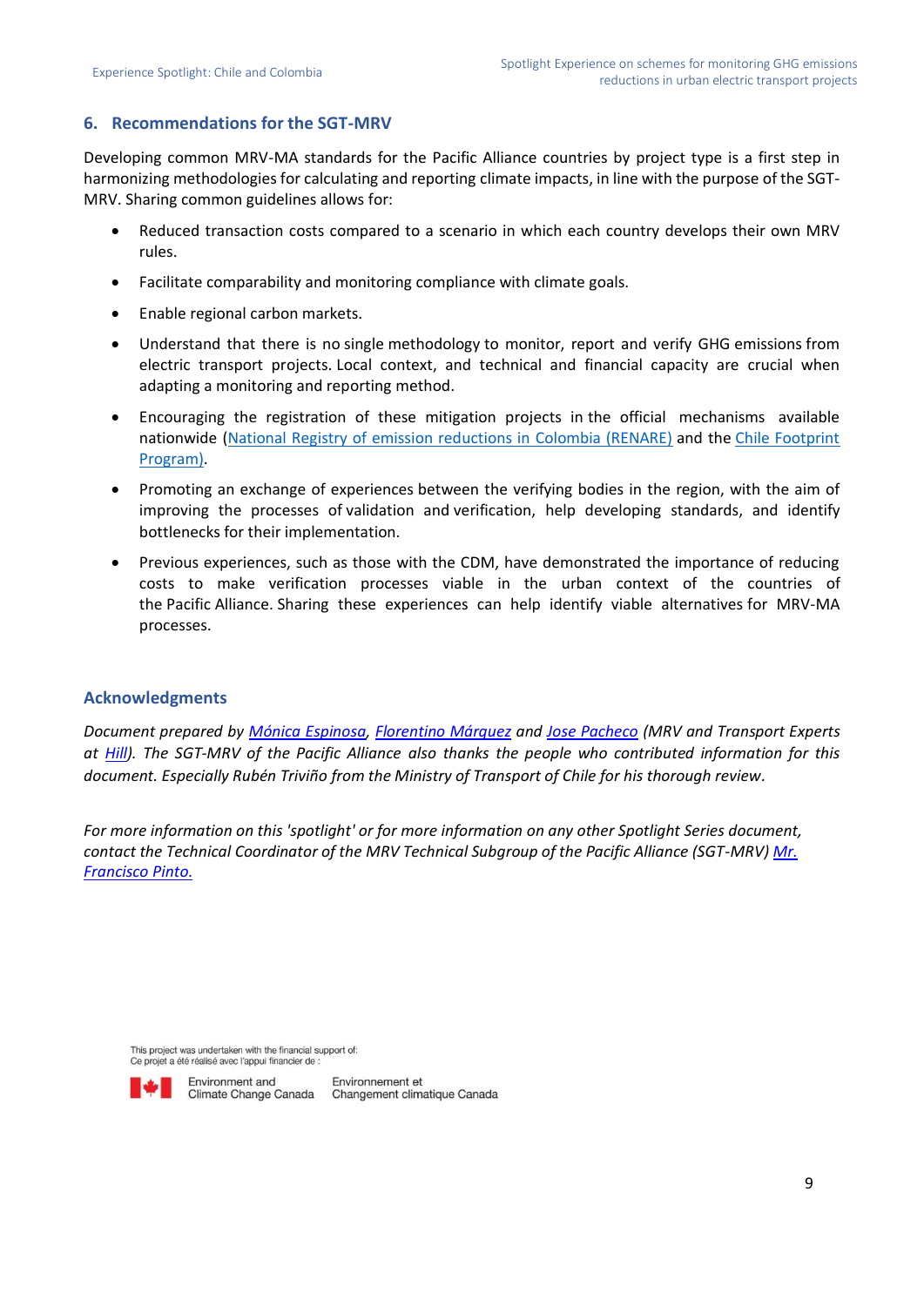## 6. Recommendations for the SGT-MRV

Developing common MRV-MA standards for the Pacific Alliance countries by project type is a first step in harmonizing methodologies for calculating and reporting climate impacts, in line with the purpose of the SGT-MRV. Sharing common guidelines allows for:

- Reduced transaction costs compared to a scenario in which each country develops their own MRV rules.
- Facilitate comparability and monitoring compliance with climate goals.
- Enable regional carbon markets.
- Understand that there is no single methodology to monitor, report and verify GHG emissions from electric transport projects. Local context, and technical and financial capacity are crucial when adapting a monitoring and reporting method.
- Encouraging the registration of these mitigation projects in the official mechanisms available nationwide (National Registry of emission reductions in Colombia (RENARE) and the Chile Footprint Program).
- Promoting an exchange of experiences between the verifying bodies in the region, with the aim of improving the processes of validation and verification, help developing standards, and identify bottlenecks for their implementation.
- Previous experiences, such as those with the CDM, have demonstrated the importance of reducing costs to make verification processes viable in the urban context of the countries of the Pacific Alliance. Sharing these experiences can help identify viable alternatives for MRV-MA processes.

## Acknowledgments

*Document prepared by Mónica Espinosa, Florentino Márquez and Jose Pacheco (MRV and Transport Experts at Hill). The SGT-MRV of the Pacific Alliance also thanks the people who contributed information for this document. Especially Rubén Triviño from the Ministry of Transport of Chile for his thorough review.*

*For more information on this 'spotlight' or for more information on any other Spotlight Series document, contact the Technical Coordinator of the MRV Technical Subgroup of the Pacific Alliance (SGT-MRV) Mr. Francisco Pinto.*

This project was undertaken with the financial support of:
Ce projet a été réalisé avec l'appui financier de :

Environment and Climate Change Canada — Environnement et Changement climatique Canada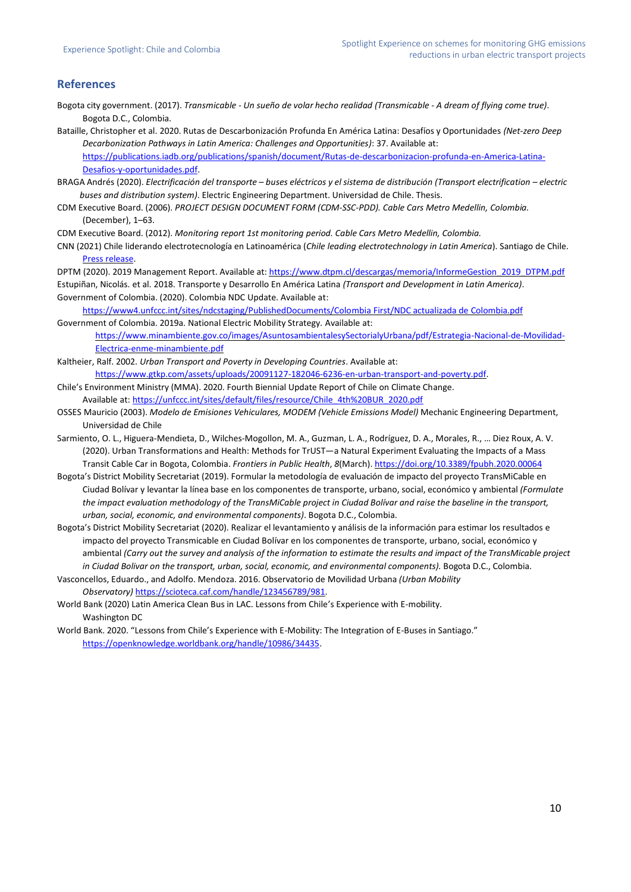## References

Bogota city government. (2017). *Transmicable - Un sueño de volar hecho realidad (Transmicable - A dream of flying come true)*. Bogota D.C., Colombia.

Bataille, Christopher et al. 2020. Rutas de Descarbonización Profunda En América Latina: Desafíos y Oportunidades *(Net-zero Deep Decarbonization Pathways in Latin America: Challenges and Opportunities)*: 37. Available at: https://publications.iadb.org/publications/spanish/document/Rutas-de-descarbonizacion-profunda-en-America-Latina-Desafios-y-oportunidades.pdf.

BRAGA Andrés (2020). *Electrificación del transporte – buses eléctricos y el sistema de distribución (Transport electrification – electric buses and distribution system)*. Electric Engineering Department. Universidad de Chile. Thesis.

CDM Executive Board. (2006). *PROJECT DESIGN DOCUMENT FORM (CDM-SSC-PDD). Cable Cars Metro Medellin, Colombia.* (December), 1–63.

CDM Executive Board. (2012). *Monitoring report 1st monitoring period. Cable Cars Metro Medellin, Colombia.*

CNN (2021) Chile liderando electrotecnología en Latinoamérica (*Chile leading electrotechnology in Latin America*). Santiago de Chile. Press release.

DPTM (2020). 2019 Management Report. Available at: https://www.dtpm.cl/descargas/memoria/InformeGestion_2019_DTPM.pdf

Estupiñan, Nicolás. et al. 2018. Transporte y Desarrollo En América Latina *(Transport and Development in Latin America)*.

Government of Colombia. (2020). Colombia NDC Update. Available at: https://www4.unfccc.int/sites/ndcstaging/PublishedDocuments/Colombia First/NDC actualizada de Colombia.pdf

Government of Colombia. 2019a. National Electric Mobility Strategy. Available at: https://www.minambiente.gov.co/images/AsuntosambientalesySectorialyUrbana/pdf/Estrategia-Nacional-de-Movilidad-Electrica-enme-minambiente.pdf

Kaltheier, Ralf. 2002. *Urban Transport and Poverty in Developing Countries*. Available at: https://www.gtkp.com/assets/uploads/20091127-182046-6236-en-urban-transport-and-poverty.pdf.

Chile's Environment Ministry (MMA). 2020. Fourth Biennial Update Report of Chile on Climate Change. Available at: https://unfccc.int/sites/default/files/resource/Chile_4th%20BUR_2020.pdf

OSSES Mauricio (2003). *Modelo de Emisiones Vehiculares, MODEM (Vehicle Emissions Model)* Mechanic Engineering Department, Universidad de Chile

Sarmiento, O. L., Higuera-Mendieta, D., Wilches-Mogollon, M. A., Guzman, L. A., Rodríguez, D. A., Morales, R., … Diez Roux, A. V. (2020). Urban Transformations and Health: Methods for TrUST—a Natural Experiment Evaluating the Impacts of a Mass Transit Cable Car in Bogota, Colombia. *Frontiers in Public Health*, *8*(March). https://doi.org/10.3389/fpubh.2020.00064

Bogota's District Mobility Secretariat (2019). Formular la metodología de evaluación de impacto del proyecto TransMiCable en Ciudad Bolívar y levantar la línea base en los componentes de transporte, urbano, social, económico y ambiental *(Formulate the impact evaluation methodology of the TransMiCable project in Ciudad Bolívar and raise the baseline in the transport, urban, social, economic, and environmental components)*. Bogota D.C., Colombia.

Bogota's District Mobility Secretariat (2020). Realizar el levantamiento y análisis de la información para estimar los resultados e impacto del proyecto Transmicable en Ciudad Bolívar en los componentes de transporte, urbano, social, económico y ambiental *(Carry out the survey and analysis of the information to estimate the results and impact of the TransMicable project in Ciudad Bolivar on the transport, urban, social, economic, and environmental components)*. Bogota D.C., Colombia.

Vasconcellos, Eduardo., and Adolfo. Mendoza. 2016. Observatorio de Movilidad Urbana *(Urban Mobility Observatory)* https://scioteca.caf.com/handle/123456789/981.

World Bank (2020) Latin America Clean Bus in LAC. Lessons from Chile's Experience with E-mobility. Washington DC

World Bank. 2020. "Lessons from Chile's Experience with E-Mobility: The Integration of E-Buses in Santiago." https://openknowledge.worldbank.org/handle/10986/34435.